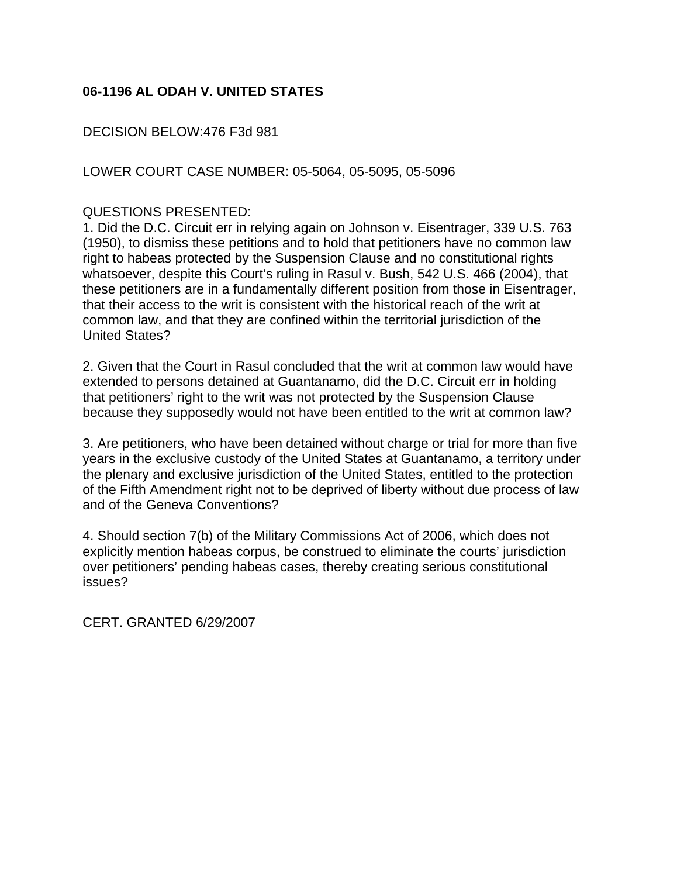**06-1196 AL ODAH V. UNITED STATES**

DECISION BELOW:476 F3d 981

LOWER COURT CASE NUMBER: 05-5064, 05-5095, 05-5096

QUESTIONS PRESENTED:

1. Did the D.C. Circuit err in relying again on Johnson v. Eisentrager, 339 U.S. 763 (1950), to dismiss these petitions and to hold that petitioners have no common law right to habeas protected by the Suspension Clause and no constitutional rights whatsoever, despite this Court's ruling in Rasul v. Bush, 542 U.S. 466 (2004), that these petitioners are in a fundamentally different position from those in Eisentrager, that their access to the writ is consistent with the historical reach of the writ at common law, and that they are confined within the territorial jurisdiction of the United States?

2. Given that the Court in Rasul concluded that the writ at common law would have extended to persons detained at Guantanamo, did the D.C. Circuit err in holding that petitioners' right to the writ was not protected by the Suspension Clause because they supposedly would not have been entitled to the writ at common law?

3. Are petitioners, who have been detained without charge or trial for more than five years in the exclusive custody of the United States at Guantanamo, a territory under the plenary and exclusive jurisdiction of the United States, entitled to the protection of the Fifth Amendment right not to be deprived of liberty without due process of law and of the Geneva Conventions?

4. Should section 7(b) of the Military Commissions Act of 2006, which does not explicitly mention habeas corpus, be construed to eliminate the courts' jurisdiction over petitioners' pending habeas cases, thereby creating serious constitutional issues?

CERT. GRANTED 6/29/2007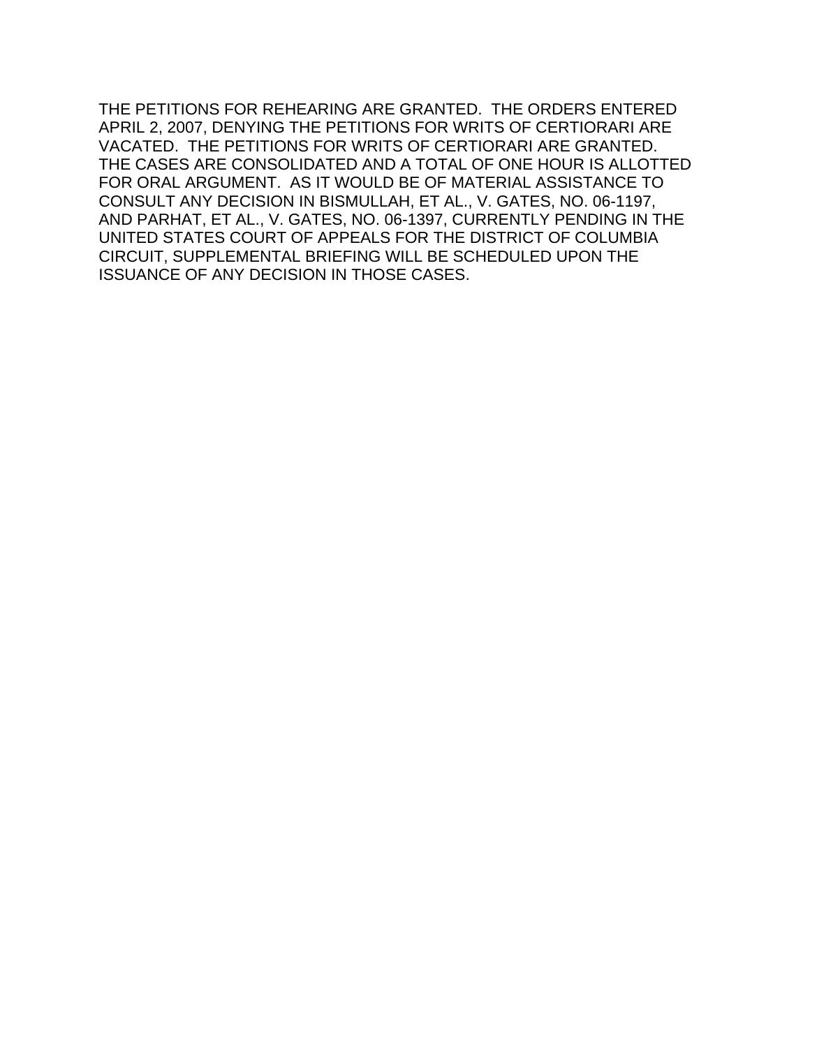THE PETITIONS FOR REHEARING ARE GRANTED. THE ORDERS ENTERED APRIL 2, 2007, DENYING THE PETITIONS FOR WRITS OF CERTIORARI ARE VACATED. THE PETITIONS FOR WRITS OF CERTIORARI ARE GRANTED. THE CASES ARE CONSOLIDATED AND A TOTAL OF ONE HOUR IS ALLOTTED FOR ORAL ARGUMENT. AS IT WOULD BE OF MATERIAL ASSISTANCE TO CONSULT ANY DECISION IN BISMULLAH, ET AL., V. GATES, NO. 06-1197, AND PARHAT, ET AL., V. GATES, NO. 06-1397, CURRENTLY PENDING IN THE UNITED STATES COURT OF APPEALS FOR THE DISTRICT OF COLUMBIA CIRCUIT, SUPPLEMENTAL BRIEFING WILL BE SCHEDULED UPON THE ISSUANCE OF ANY DECISION IN THOSE CASES.